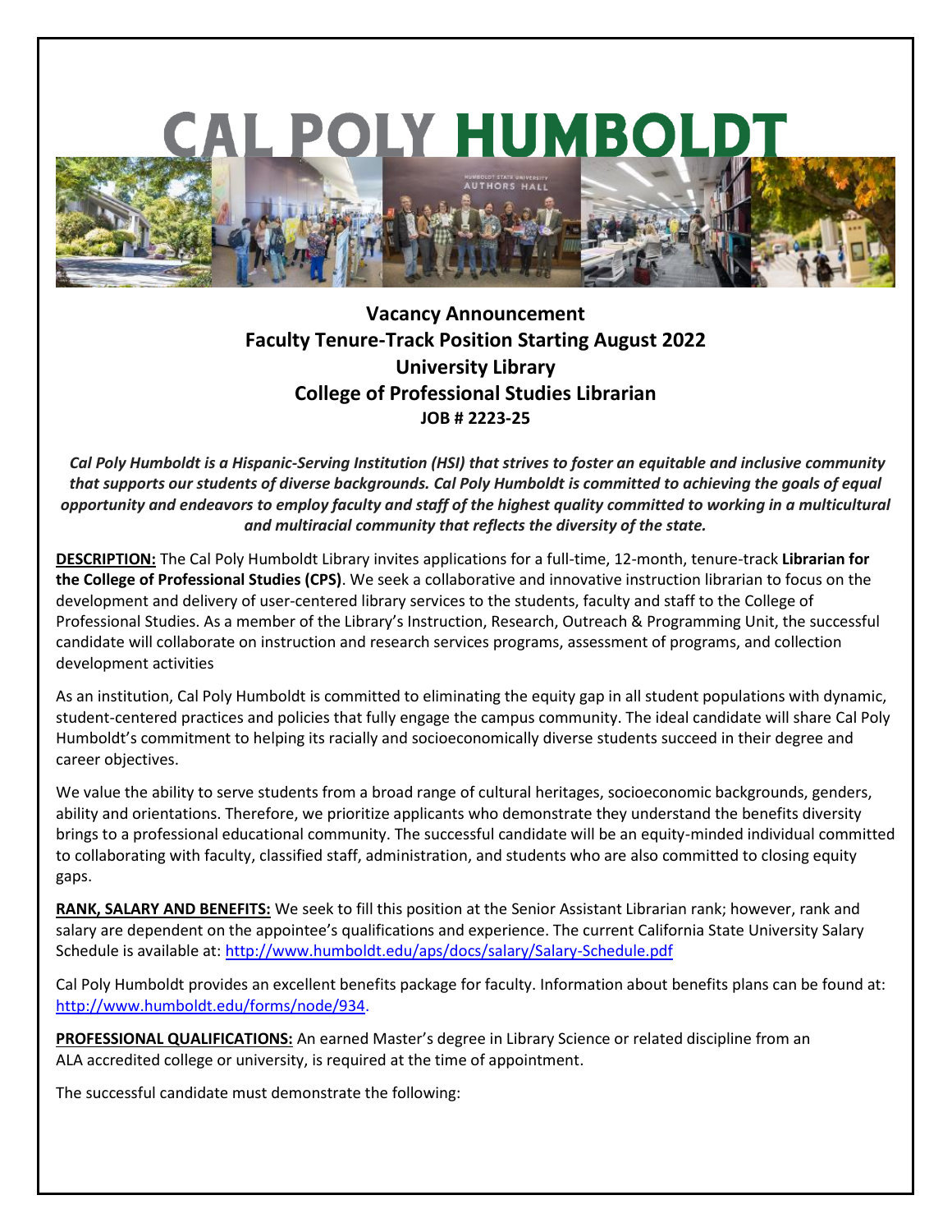# CAL POLY HUMBOLDT

## Vacancy Announcement
## Faculty Tenure-Track Position Starting August 2022
## University Library
## College of Professional Studies Librarian
### JOB # 2223-25

***Cal Poly Humboldt is a Hispanic-Serving Institution (HSI) that strives to foster an equitable and inclusive community that supports our students of diverse backgrounds. Cal Poly Humboldt is committed to achieving the goals of equal opportunity and endeavors to employ faculty and staff of the highest quality committed to working in a multicultural and multiracial community that reflects the diversity of the state.***

**DESCRIPTION:** The Cal Poly Humboldt Library invites applications for a full-time, 12-month, tenure-track **Librarian for the College of Professional Studies (CPS)**. We seek a collaborative and innovative instruction librarian to focus on the development and delivery of user-centered library services to the students, faculty and staff to the College of Professional Studies. As a member of the Library's Instruction, Research, Outreach & Programming Unit, the successful candidate will collaborate on instruction and research services programs, assessment of programs, and collection development activities

As an institution, Cal Poly Humboldt is committed to eliminating the equity gap in all student populations with dynamic, student-centered practices and policies that fully engage the campus community. The ideal candidate will share Cal Poly Humboldt's commitment to helping its racially and socioeconomically diverse students succeed in their degree and career objectives.

We value the ability to serve students from a broad range of cultural heritages, socioeconomic backgrounds, genders, ability and orientations. Therefore, we prioritize applicants who demonstrate they understand the benefits diversity brings to a professional educational community. The successful candidate will be an equity-minded individual committed to collaborating with faculty, classified staff, administration, and students who are also committed to closing equity gaps.

**RANK, SALARY AND BENEFITS:** We seek to fill this position at the Senior Assistant Librarian rank; however, rank and salary are dependent on the appointee's qualifications and experience. The current California State University Salary Schedule is available at: http://www.humboldt.edu/aps/docs/salary/Salary-Schedule.pdf

Cal Poly Humboldt provides an excellent benefits package for faculty. Information about benefits plans can be found at: http://www.humboldt.edu/forms/node/934.

**PROFESSIONAL QUALIFICATIONS:** An earned Master's degree in Library Science or related discipline from an ALA accredited college or university, is required at the time of appointment.

The successful candidate must demonstrate the following: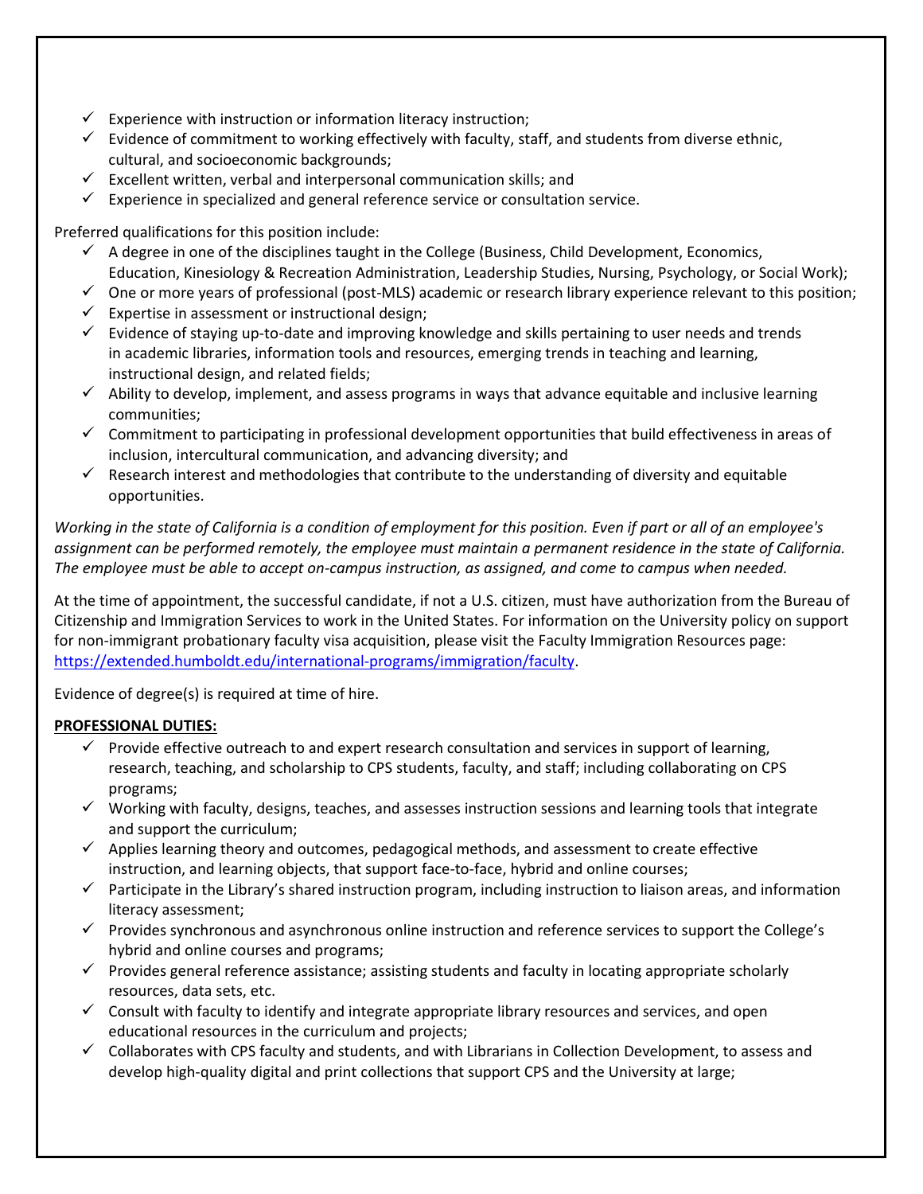- ✓ Experience with instruction or information literacy instruction;
- ✓ Evidence of commitment to working effectively with faculty, staff, and students from diverse ethnic, cultural, and socioeconomic backgrounds;
- ✓ Excellent written, verbal and interpersonal communication skills; and
- ✓ Experience in specialized and general reference service or consultation service.

Preferred qualifications for this position include:

- ✓ A degree in one of the disciplines taught in the College (Business, Child Development, Economics, Education, Kinesiology & Recreation Administration, Leadership Studies, Nursing, Psychology, or Social Work);
- ✓ One or more years of professional (post-MLS) academic or research library experience relevant to this position;
- ✓ Expertise in assessment or instructional design;
- ✓ Evidence of staying up-to-date and improving knowledge and skills pertaining to user needs and trends in academic libraries, information tools and resources, emerging trends in teaching and learning, instructional design, and related fields;
- ✓ Ability to develop, implement, and assess programs in ways that advance equitable and inclusive learning communities;
- ✓ Commitment to participating in professional development opportunities that build effectiveness in areas of inclusion, intercultural communication, and advancing diversity; and
- ✓ Research interest and methodologies that contribute to the understanding of diversity and equitable opportunities.

*Working in the state of California is a condition of employment for this position. Even if part or all of an employee's assignment can be performed remotely, the employee must maintain a permanent residence in the state of California. The employee must be able to accept on-campus instruction, as assigned, and come to campus when needed.*

At the time of appointment, the successful candidate, if not a U.S. citizen, must have authorization from the Bureau of Citizenship and Immigration Services to work in the United States. For information on the University policy on support for non-immigrant probationary faculty visa acquisition, please visit the Faculty Immigration Resources page: [https://extended.humboldt.edu/international-programs/immigration/faculty](https://extended.humboldt.edu/international-programs/immigration/faculty).

Evidence of degree(s) is required at time of hire.

**PROFESSIONAL DUTIES:**

- ✓ Provide effective outreach to and expert research consultation and services in support of learning, research, teaching, and scholarship to CPS students, faculty, and staff; including collaborating on CPS programs;
- ✓ Working with faculty, designs, teaches, and assesses instruction sessions and learning tools that integrate and support the curriculum;
- ✓ Applies learning theory and outcomes, pedagogical methods, and assessment to create effective instruction, and learning objects, that support face-to-face, hybrid and online courses;
- ✓ Participate in the Library's shared instruction program, including instruction to liaison areas, and information literacy assessment;
- ✓ Provides synchronous and asynchronous online instruction and reference services to support the College's hybrid and online courses and programs;
- ✓ Provides general reference assistance; assisting students and faculty in locating appropriate scholarly resources, data sets, etc.
- ✓ Consult with faculty to identify and integrate appropriate library resources and services, and open educational resources in the curriculum and projects;
- ✓ Collaborates with CPS faculty and students, and with Librarians in Collection Development, to assess and develop high-quality digital and print collections that support CPS and the University at large;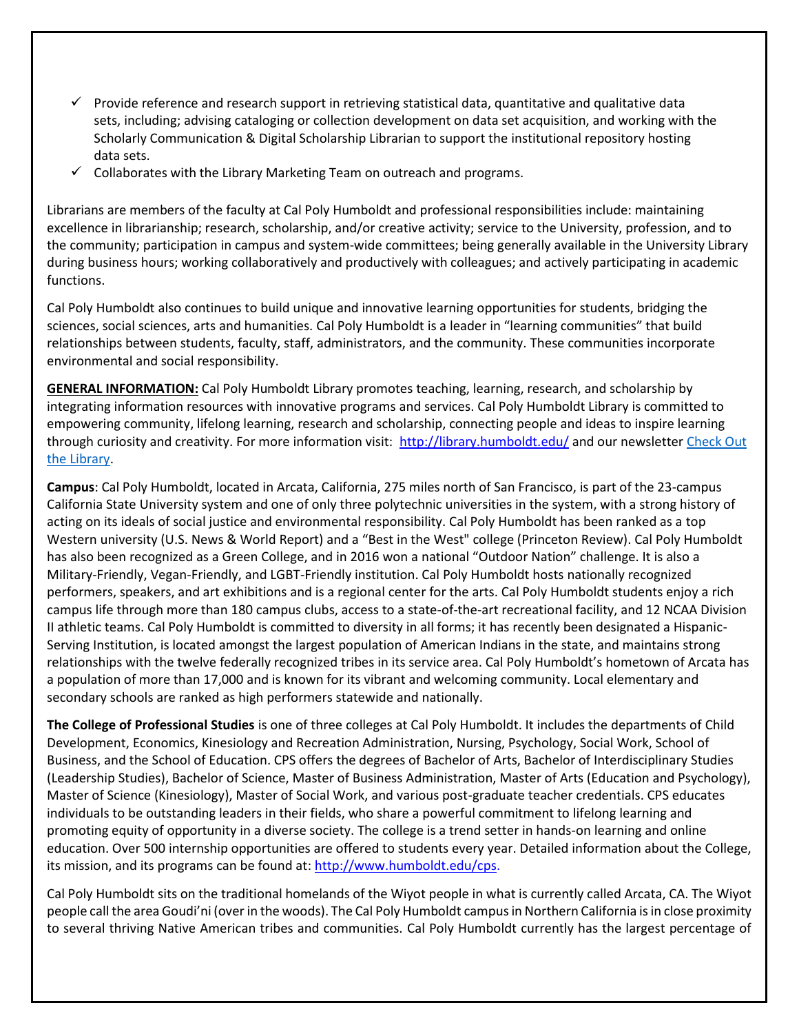- ✓ Provide reference and research support in retrieving statistical data, quantitative and qualitative data sets, including; advising cataloging or collection development on data set acquisition, and working with the Scholarly Communication & Digital Scholarship Librarian to support the institutional repository hosting data sets.
- ✓ Collaborates with the Library Marketing Team on outreach and programs.

Librarians are members of the faculty at Cal Poly Humboldt and professional responsibilities include: maintaining excellence in librarianship; research, scholarship, and/or creative activity; service to the University, profession, and to the community; participation in campus and system-wide committees; being generally available in the University Library during business hours; working collaboratively and productively with colleagues; and actively participating in academic functions.

Cal Poly Humboldt also continues to build unique and innovative learning opportunities for students, bridging the sciences, social sciences, arts and humanities. Cal Poly Humboldt is a leader in "learning communities" that build relationships between students, faculty, staff, administrators, and the community. These communities incorporate environmental and social responsibility.

**GENERAL INFORMATION:** Cal Poly Humboldt Library promotes teaching, learning, research, and scholarship by integrating information resources with innovative programs and services. Cal Poly Humboldt Library is committed to empowering community, lifelong learning, research and scholarship, connecting people and ideas to inspire learning through curiosity and creativity. For more information visit: [http://library.humboldt.edu/](http://library.humboldt.edu/) and our newsletter Check Out the Library.

**Campus**: Cal Poly Humboldt, located in Arcata, California, 275 miles north of San Francisco, is part of the 23-campus California State University system and one of only three polytechnic universities in the system, with a strong history of acting on its ideals of social justice and environmental responsibility. Cal Poly Humboldt has been ranked as a top Western university (U.S. News & World Report) and a "Best in the West" college (Princeton Review). Cal Poly Humboldt has also been recognized as a Green College, and in 2016 won a national "Outdoor Nation" challenge. It is also a Military-Friendly, Vegan-Friendly, and LGBT-Friendly institution. Cal Poly Humboldt hosts nationally recognized performers, speakers, and art exhibitions and is a regional center for the arts. Cal Poly Humboldt students enjoy a rich campus life through more than 180 campus clubs, access to a state-of-the-art recreational facility, and 12 NCAA Division II athletic teams. Cal Poly Humboldt is committed to diversity in all forms; it has recently been designated a Hispanic-Serving Institution, is located amongst the largest population of American Indians in the state, and maintains strong relationships with the twelve federally recognized tribes in its service area. Cal Poly Humboldt's hometown of Arcata has a population of more than 17,000 and is known for its vibrant and welcoming community. Local elementary and secondary schools are ranked as high performers statewide and nationally.

**The College of Professional Studies** is one of three colleges at Cal Poly Humboldt. It includes the departments of Child Development, Economics, Kinesiology and Recreation Administration, Nursing, Psychology, Social Work, School of Business, and the School of Education. CPS offers the degrees of Bachelor of Arts, Bachelor of Interdisciplinary Studies (Leadership Studies), Bachelor of Science, Master of Business Administration, Master of Arts (Education and Psychology), Master of Science (Kinesiology), Master of Social Work, and various post-graduate teacher credentials. CPS educates individuals to be outstanding leaders in their fields, who share a powerful commitment to lifelong learning and promoting equity of opportunity in a diverse society. The college is a trend setter in hands-on learning and online education. Over 500 internship opportunities are offered to students every year. Detailed information about the College, its mission, and its programs can be found at: [http://www.humboldt.edu/cps](http://www.humboldt.edu/cps).

Cal Poly Humboldt sits on the traditional homelands of the Wiyot people in what is currently called Arcata, CA. The Wiyot people call the area Goudi'ni (over in the woods). The Cal Poly Humboldt campus in Northern California is in close proximity to several thriving Native American tribes and communities. Cal Poly Humboldt currently has the largest percentage of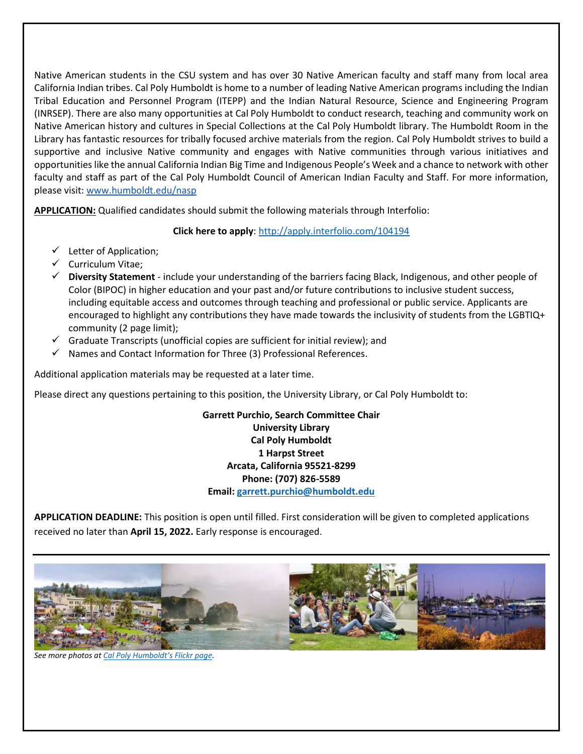Native American students in the CSU system and has over 30 Native American faculty and staff many from local area California Indian tribes. Cal Poly Humboldt is home to a number of leading Native American programs including the Indian Tribal Education and Personnel Program (ITEPP) and the Indian Natural Resource, Science and Engineering Program (INRSEP). There are also many opportunities at Cal Poly Humboldt to conduct research, teaching and community work on Native American history and cultures in Special Collections at the Cal Poly Humboldt library. The Humboldt Room in the Library has fantastic resources for tribally focused archive materials from the region. Cal Poly Humboldt strives to build a supportive and inclusive Native community and engages with Native communities through various initiatives and opportunities like the annual California Indian Big Time and Indigenous People's Week and a chance to network with other faculty and staff as part of the Cal Poly Humboldt Council of American Indian Faculty and Staff. For more information, please visit: [www.humboldt.edu/nasp](http://www.humboldt.edu/nasp)

**APPLICATION:** Qualified candidates should submit the following materials through Interfolio:

**Click here to apply**: [http://apply.interfolio.com/104194](http://apply.interfolio.com/104194)

- ✓ Letter of Application;
- ✓ Curriculum Vitae;
- ✓ **Diversity Statement** - include your understanding of the barriers facing Black, Indigenous, and other people of Color (BIPOC) in higher education and your past and/or future contributions to inclusive student success, including equitable access and outcomes through teaching and professional or public service. Applicants are encouraged to highlight any contributions they have made towards the inclusivity of students from the LGBTIQ+ community (2 page limit);
- ✓ Graduate Transcripts (unofficial copies are sufficient for initial review); and
- ✓ Names and Contact Information for Three (3) Professional References.

Additional application materials may be requested at a later time.

Please direct any questions pertaining to this position, the University Library, or Cal Poly Humboldt to:

**Garrett Purchio, Search Committee Chair**
**University Library**
**Cal Poly Humboldt**
**1 Harpst Street**
**Arcata, California 95521-8299**
**Phone: (707) 826-5589**
**Email: [garrett.purchio@humboldt.edu](mailto:garrett.purchio@humboldt.edu)**

**APPLICATION DEADLINE:** This position is open until filled. First consideration will be given to completed applications received no later than **April 15, 2022.** Early response is encouraged.

*See more photos at [Cal Poly Humboldt's Flickr page](#).*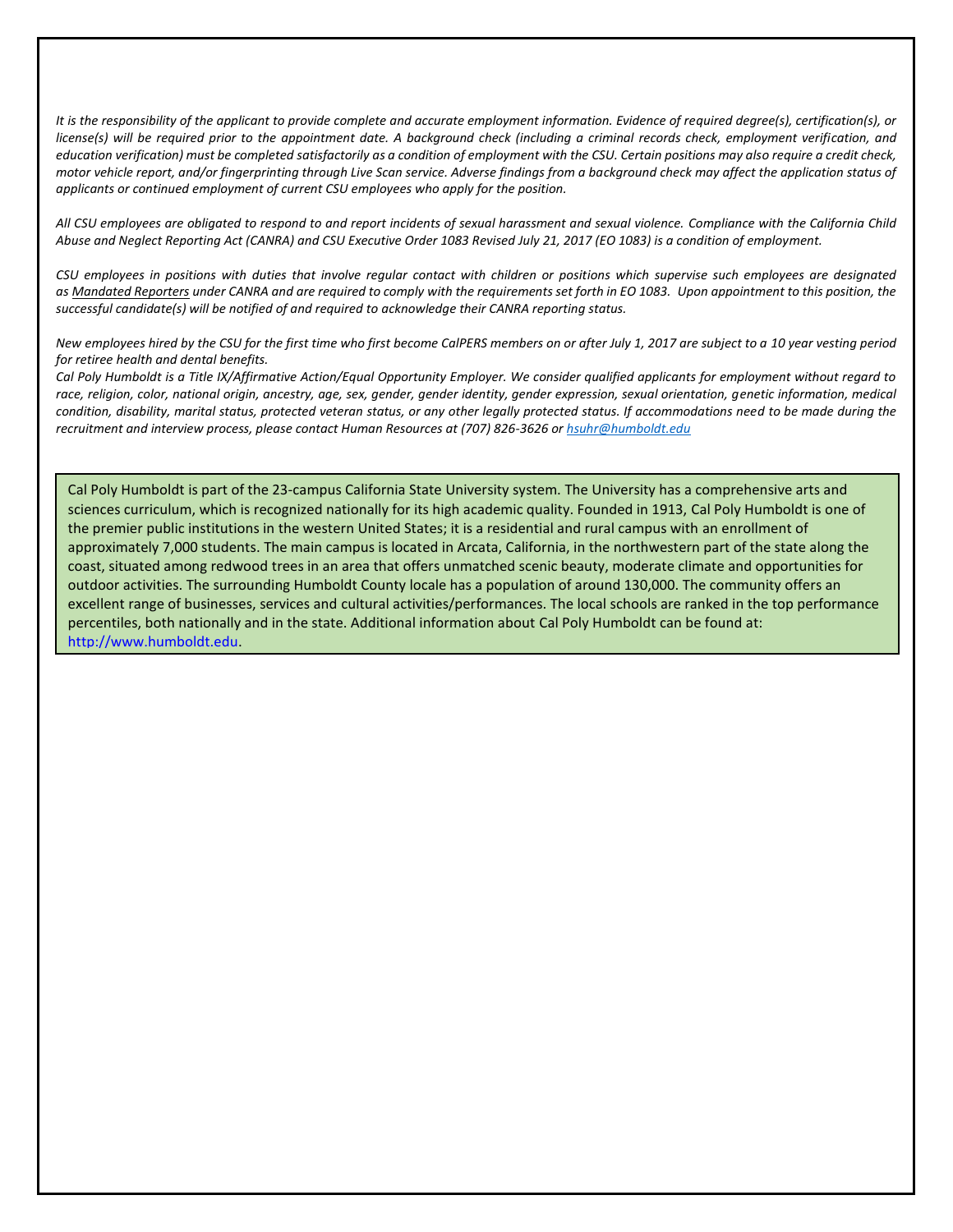*It is the responsibility of the applicant to provide complete and accurate employment information. Evidence of required degree(s), certification(s), or license(s) will be required prior to the appointment date. A background check (including a criminal records check, employment verification, and education verification) must be completed satisfactorily as a condition of employment with the CSU. Certain positions may also require a credit check, motor vehicle report, and/or fingerprinting through Live Scan service. Adverse findings from a background check may affect the application status of applicants or continued employment of current CSU employees who apply for the position.*

*All CSU employees are obligated to respond to and report incidents of sexual harassment and sexual violence. Compliance with the California Child Abuse and Neglect Reporting Act (CANRA) and CSU Executive Order 1083 Revised July 21, 2017 (EO 1083) is a condition of employment.*

*CSU employees in positions with duties that involve regular contact with children or positions which supervise such employees are designated as Mandated Reporters under CANRA and are required to comply with the requirements set forth in EO 1083. Upon appointment to this position, the successful candidate(s) will be notified of and required to acknowledge their CANRA reporting status.*

*New employees hired by the CSU for the first time who first become CalPERS members on or after July 1, 2017 are subject to a 10 year vesting period for retiree health and dental benefits.*
*Cal Poly Humboldt is a Title IX/Affirmative Action/Equal Opportunity Employer. We consider qualified applicants for employment without regard to race, religion, color, national origin, ancestry, age, sex, gender, gender identity, gender expression, sexual orientation, genetic information, medical condition, disability, marital status, protected veteran status, or any other legally protected status. If accommodations need to be made during the recruitment and interview process, please contact Human Resources at (707) 826-3626 or hsuhr@humboldt.edu*

Cal Poly Humboldt is part of the 23-campus California State University system. The University has a comprehensive arts and sciences curriculum, which is recognized nationally for its high academic quality. Founded in 1913, Cal Poly Humboldt is one of the premier public institutions in the western United States; it is a residential and rural campus with an enrollment of approximately 7,000 students. The main campus is located in Arcata, California, in the northwestern part of the state along the coast, situated among redwood trees in an area that offers unmatched scenic beauty, moderate climate and opportunities for outdoor activities. The surrounding Humboldt County locale has a population of around 130,000. The community offers an excellent range of businesses, services and cultural activities/performances. The local schools are ranked in the top performance percentiles, both nationally and in the state. Additional information about Cal Poly Humboldt can be found at: http://www.humboldt.edu.